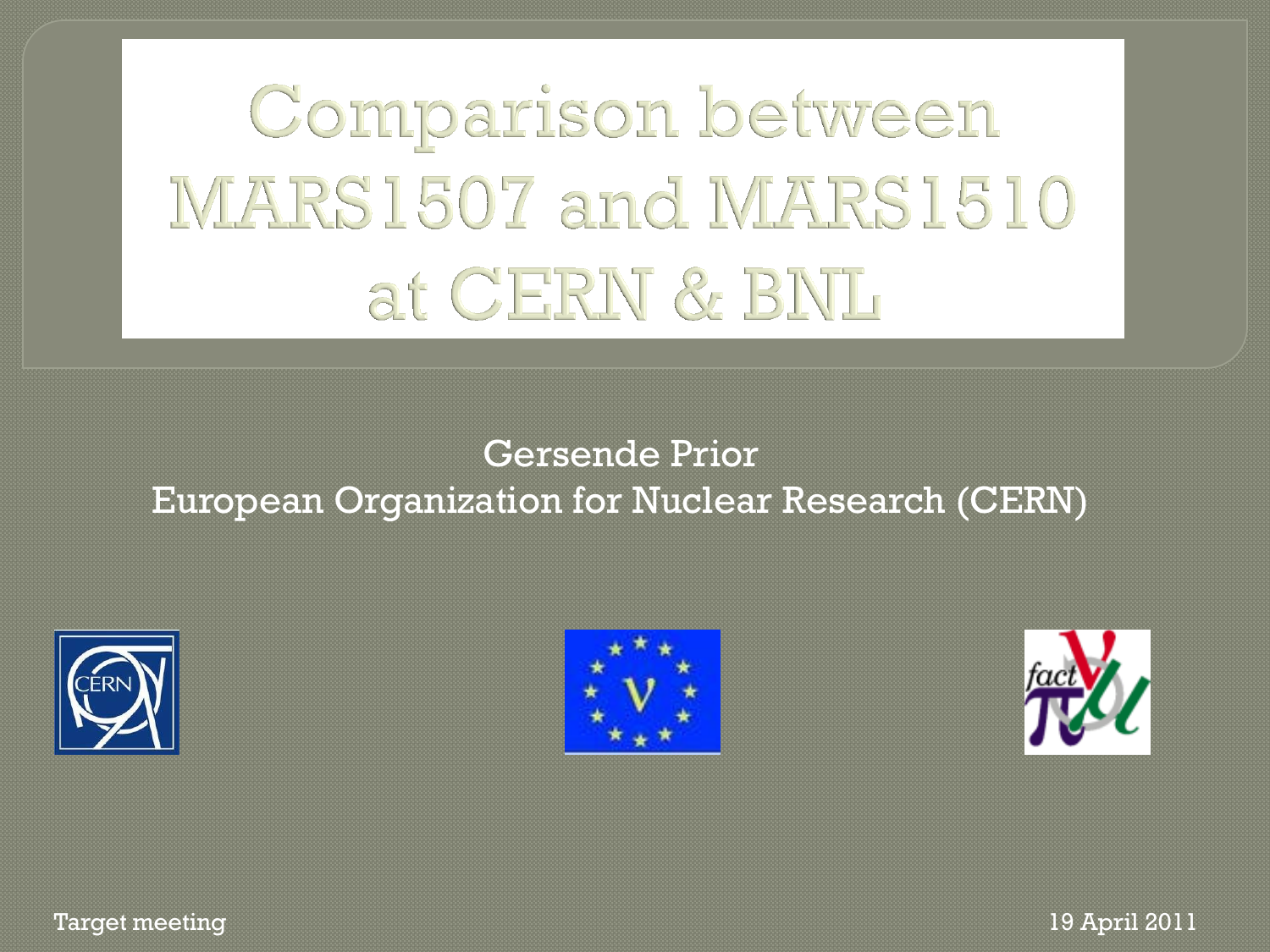# Comparison between MARS1507 and MARS1510 at CERN & BNL

Gersende Prior
European Organization for Nuclear Research (CERN)

Target meeting

19 April 2011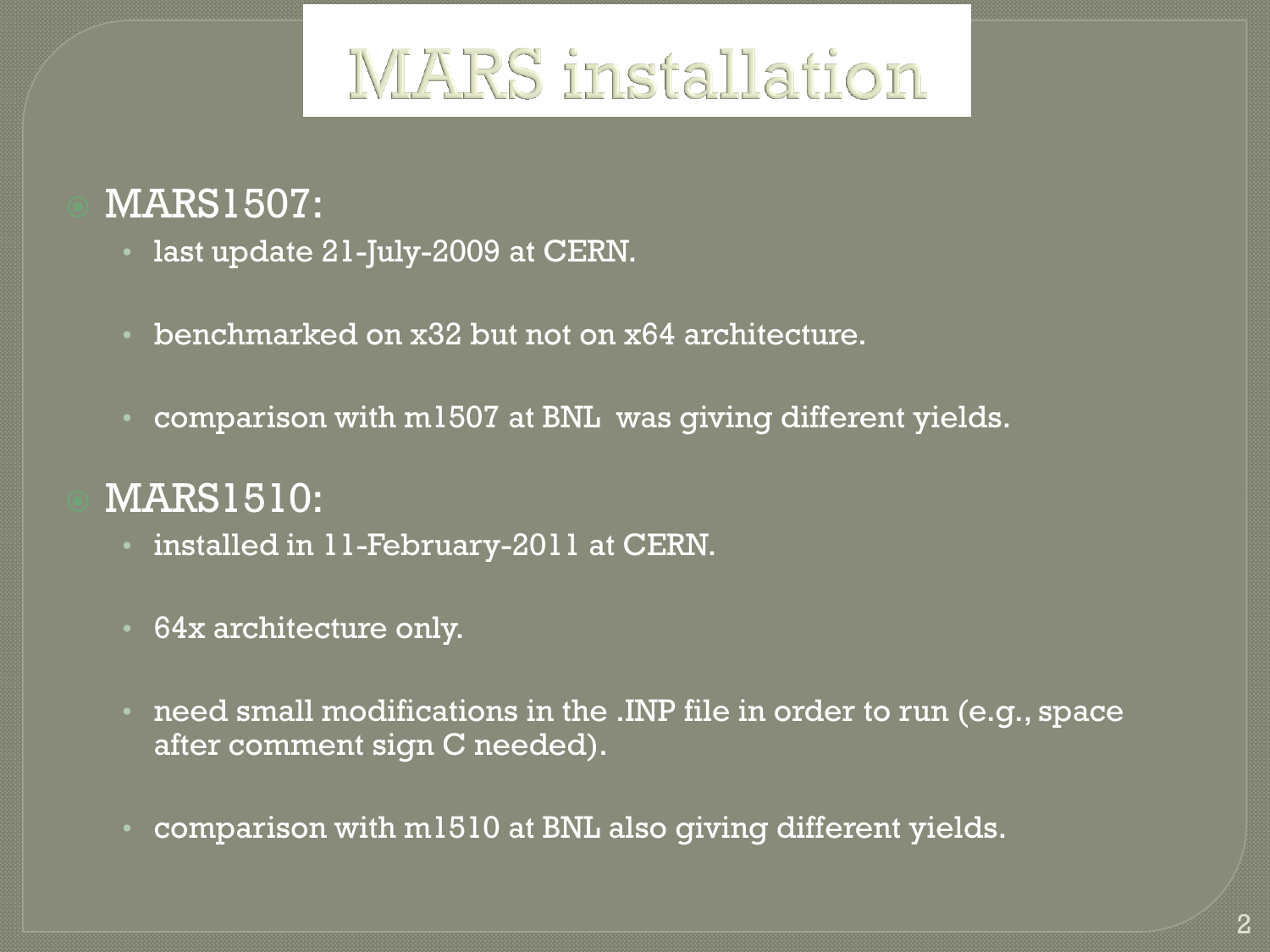# MARS installation

- MARS1507:
  - last update 21-July-2009 at CERN.
  - benchmarked on x32 but not on x64 architecture.
  - comparison with m1507 at BNL was giving different yields.
- MARS1510:
  - installed in 11-February-2011 at CERN.
  - 64x architecture only.
  - need small modifications in the .INP file in order to run (e.g., space after comment sign C needed).
  - comparison with m1510 at BNL also giving different yields.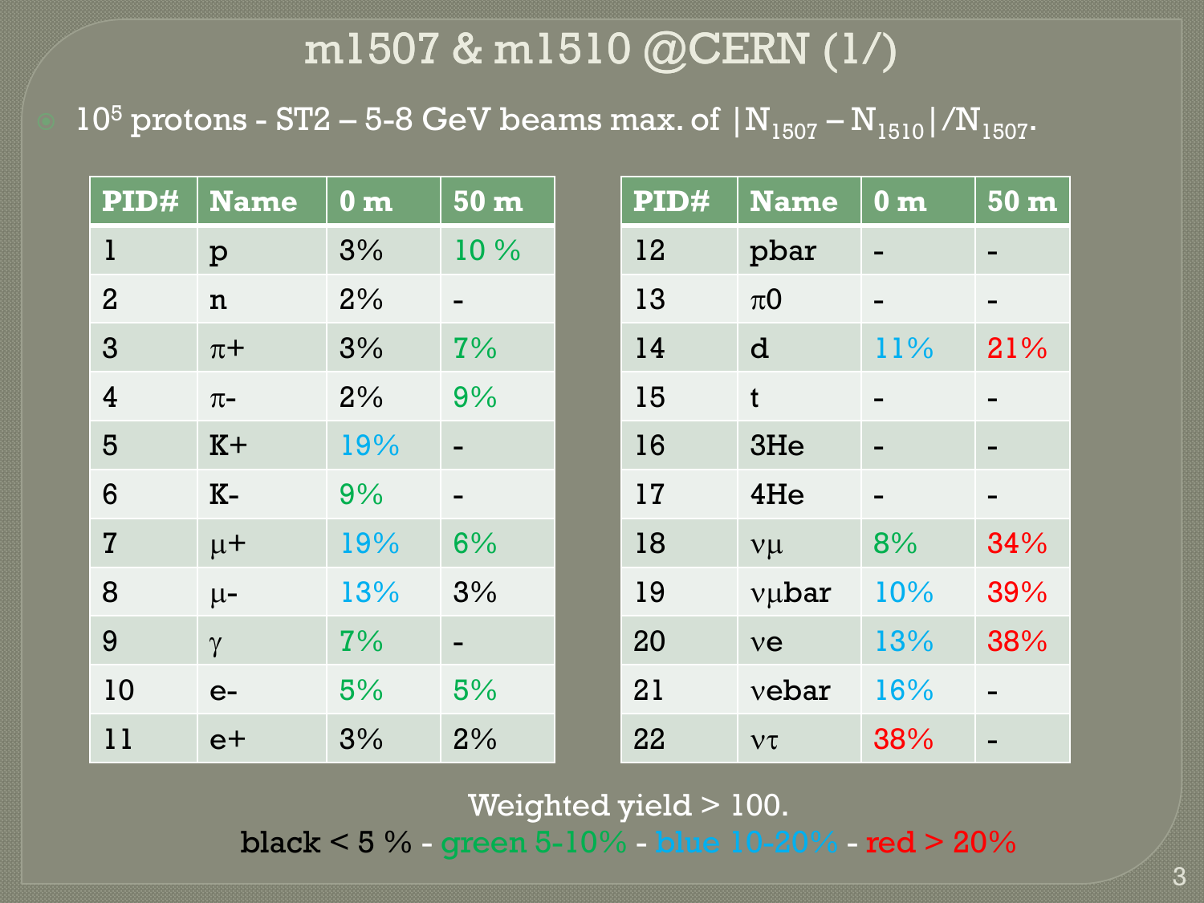# m1507 & m1510 @CERN (1/)

- $10^5$ protons - ST2 – 5-8 GeV beams max. of $|N_{1507} - N_{1510}|/N_{1507}$.

| PID# | Name | 0 m | 50 m |
|---|---|---|---|
| 1 | p | 3% | 10 % |
| 2 | n | 2% | - |
| 3 | π+ | 3% | 7% |
| 4 | π- | 2% | 9% |
| 5 | K+ | 19% | - |
| 6 | K- | 9% | - |
| 7 | μ+ | 19% | 6% |
| 8 | μ- | 13% | 3% |
| 9 | γ | 7% | - |
| 10 | e- | 5% | 5% |
| 11 | e+ | 3% | 2% |

| PID# | Name | 0 m | 50 m |
|---|---|---|---|
| 12 | pbar | - | - |
| 13 | π0 | - | - |
| 14 | d | 11% | 21% |
| 15 | t | - | - |
| 16 | 3He | - | - |
| 17 | 4He | - | - |
| 18 | νμ | 8% | 34% |
| 19 | νμbar | 10% | 39% |
| 20 | νe | 13% | 38% |
| 21 | νebar | 16% | - |
| 22 | ντ | 38% | - |

Weighted yield > 100.

black < 5 % - green 5-10% - blue 10-20% - red > 20%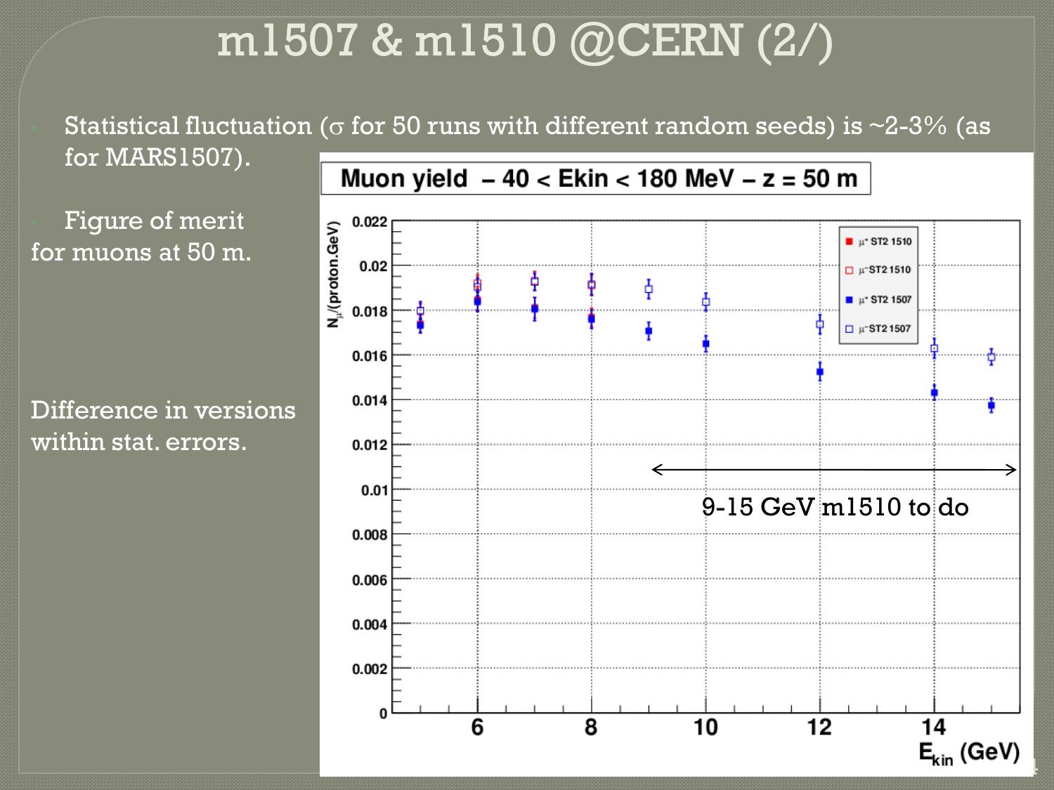# m1507 & m1510 @CERN (2/)

- Statistical fluctuation ($\sigma$ for 50 runs with different random seeds) is ~2-3% (as for MARS1507).
- Figure of merit for muons at 50 m.

Difference in versions within stat. errors.

**Muon yield – 40 < Ekin < 180 MeV – z = 50 m**

9-15 GeV m1510 to do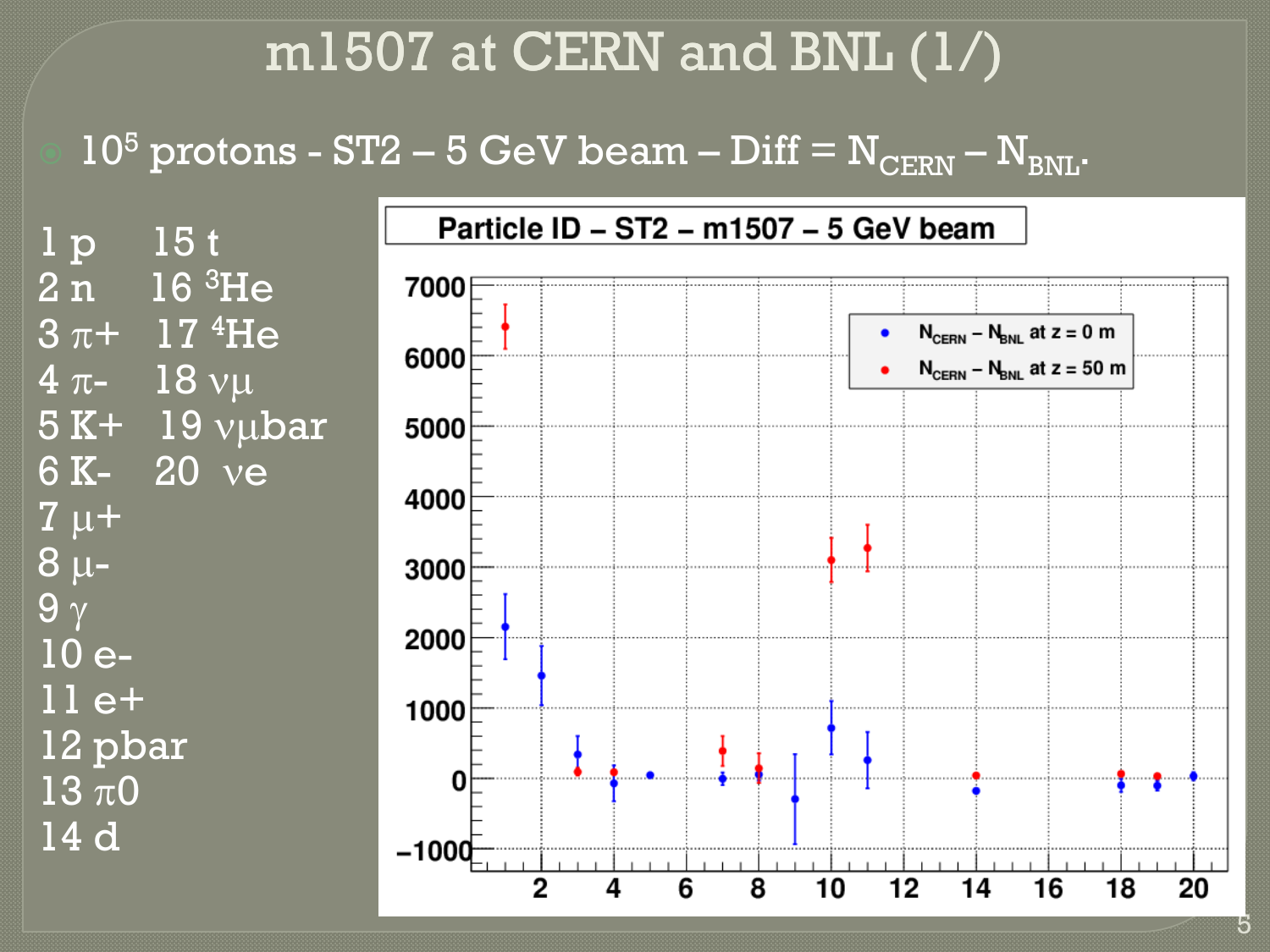# m1507 at CERN and BNL (1/)

- $10^5$ protons - ST2 – 5 GeV beam – Diff = $N_{CERN} - N_{BNL}$.

| | | | |
|---|---|---|---|
| 1 | p | 15 | t |
| 2 | n | 16 | $^3$He |
| 3 | $\pi$+ | 17 | $^4$He |
| 4 | $\pi$- | 18 | $\nu\mu$ |
| 5 | K+ | 19 | $\nu\mu$bar |
| 6 | K- | 20 | $\nu$e |
| 7 | $\mu$+ | | |
| 8 | $\mu$- | | |
| 9 | $\gamma$ | | |
| 10 | e- | | |
| 11 | e+ | | |
| 12 | pbar | | |
| 13 | $\pi$0 | | |
| 14 | d | | |

**Particle ID – ST2 – m1507 – 5 GeV beam**

Legend:
- $N_{CERN} - N_{BNL}$ at z = 0 m
- $N_{CERN} - N_{BNL}$ at z = 50 m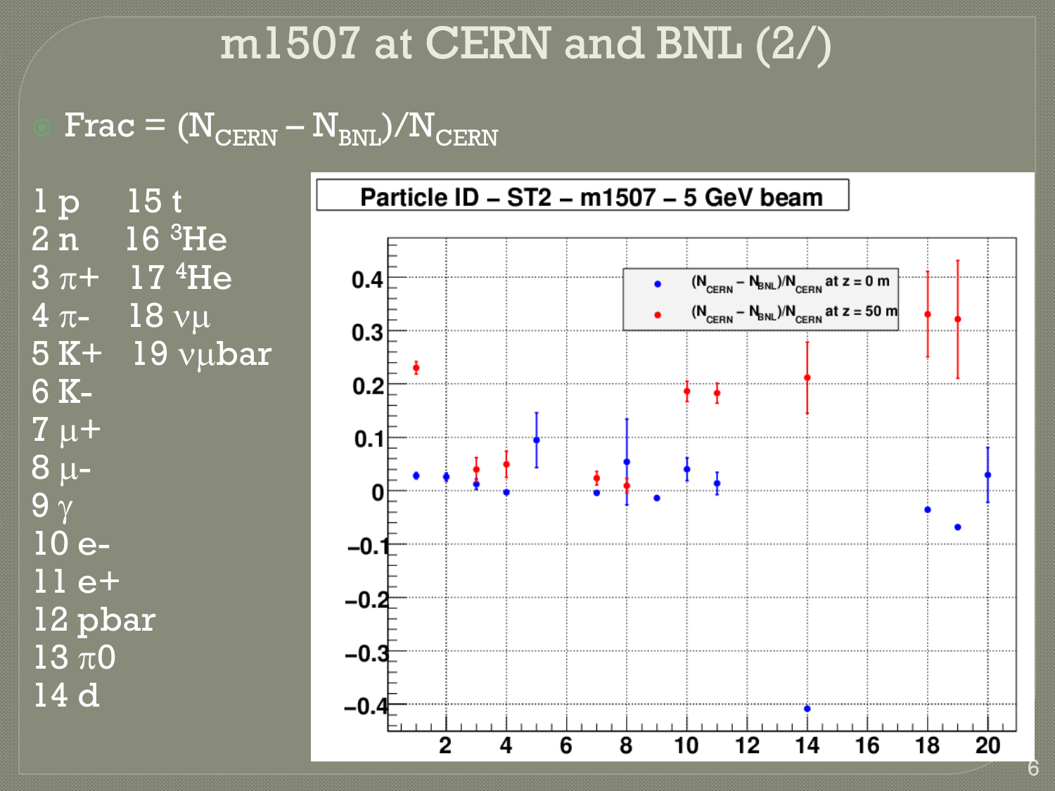# m1507 at CERN and BNL (2/)

- Frac = $(N_{CERN} - N_{BNL})/N_{CERN}$

| | |
|---|---|
| 1 p | 15 t |
| 2 n | 16 $^3$He |
| 3 $\pi$+ | 17 $^4$He |
| 4 $\pi$- | 18 $\nu\mu$ |
| 5 K+ | 19 $\nu\mu$bar |
| 6 K- | |
| 7 $\mu$+ | |
| 8 $\mu$- | |
| 9 $\gamma$ | |
| 10 e- | |
| 11 e+ | |
| 12 pbar | |
| 13 $\pi$0 | |
| 14 d | |

**Particle ID – ST2 – m1507 – 5 GeV beam**

- $(N_{CERN} - N_{BNL})/N_{CERN}$ at z = 0 m
- $(N_{CERN} - N_{BNL})/N_{CERN}$ at z = 50 m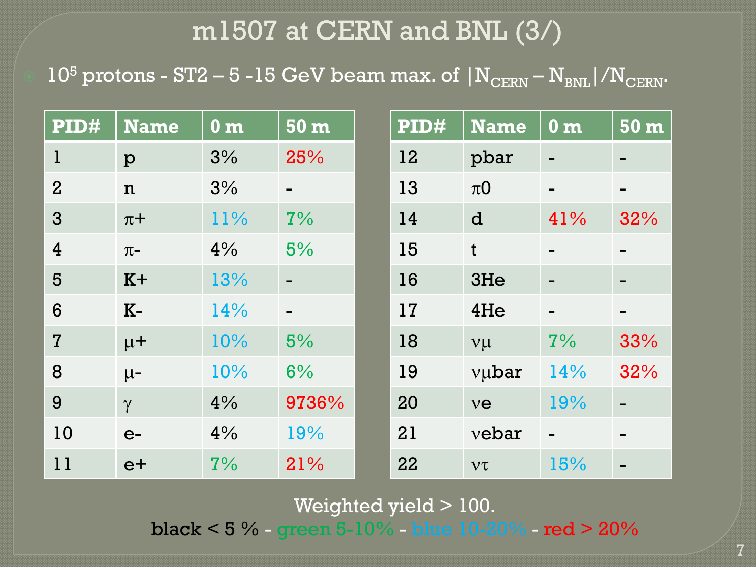# m1507 at CERN and BNL (3/)

- $10^5$ protons - ST2 – 5 -15 GeV beam max. of $|N_{CERN} - N_{BNL}|/N_{CERN}$.

| PID# | Name | 0 m | 50 m |
|---|---|---|---|
| 1 | p | 3% | 25% |
| 2 | n | 3% | - |
| 3 | π+ | 11% | 7% |
| 4 | π- | 4% | 5% |
| 5 | K+ | 13% | - |
| 6 | K- | 14% | - |
| 7 | μ+ | 10% | 5% |
| 8 | μ- | 10% | 6% |
| 9 | γ | 4% | 9736% |
| 10 | e- | 4% | 19% |
| 11 | e+ | 7% | 21% |

| PID# | Name | 0 m | 50 m |
|---|---|---|---|
| 12 | pbar | - | - |
| 13 | π0 | - | - |
| 14 | d | 41% | 32% |
| 15 | t | - | - |
| 16 | 3He | - | - |
| 17 | 4He | - | - |
| 18 | νμ | 7% | 33% |
| 19 | νμbar | 14% | 32% |
| 20 | νe | 19% | - |
| 21 | νebar | - | - |
| 22 | ντ | 15% | - |

Weighted yield > 100.

black < 5 % - green 5-10% - blue 10-20% - red > 20%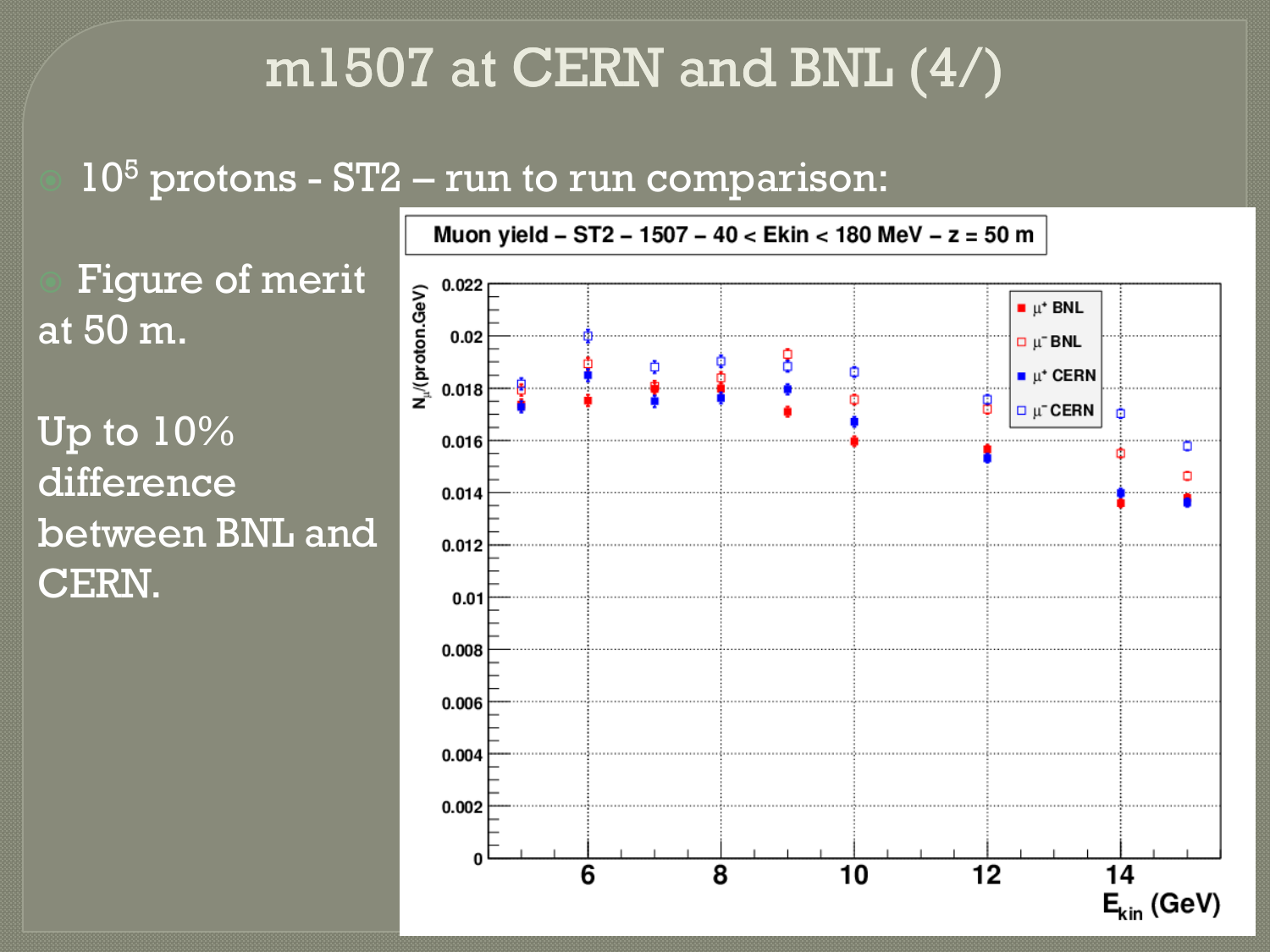# m1507 at CERN and BNL (4/)

- $10^5$ protons - ST2 – run to run comparison:

- Figure of merit at 50 m.

Up to 10% difference between BNL and CERN.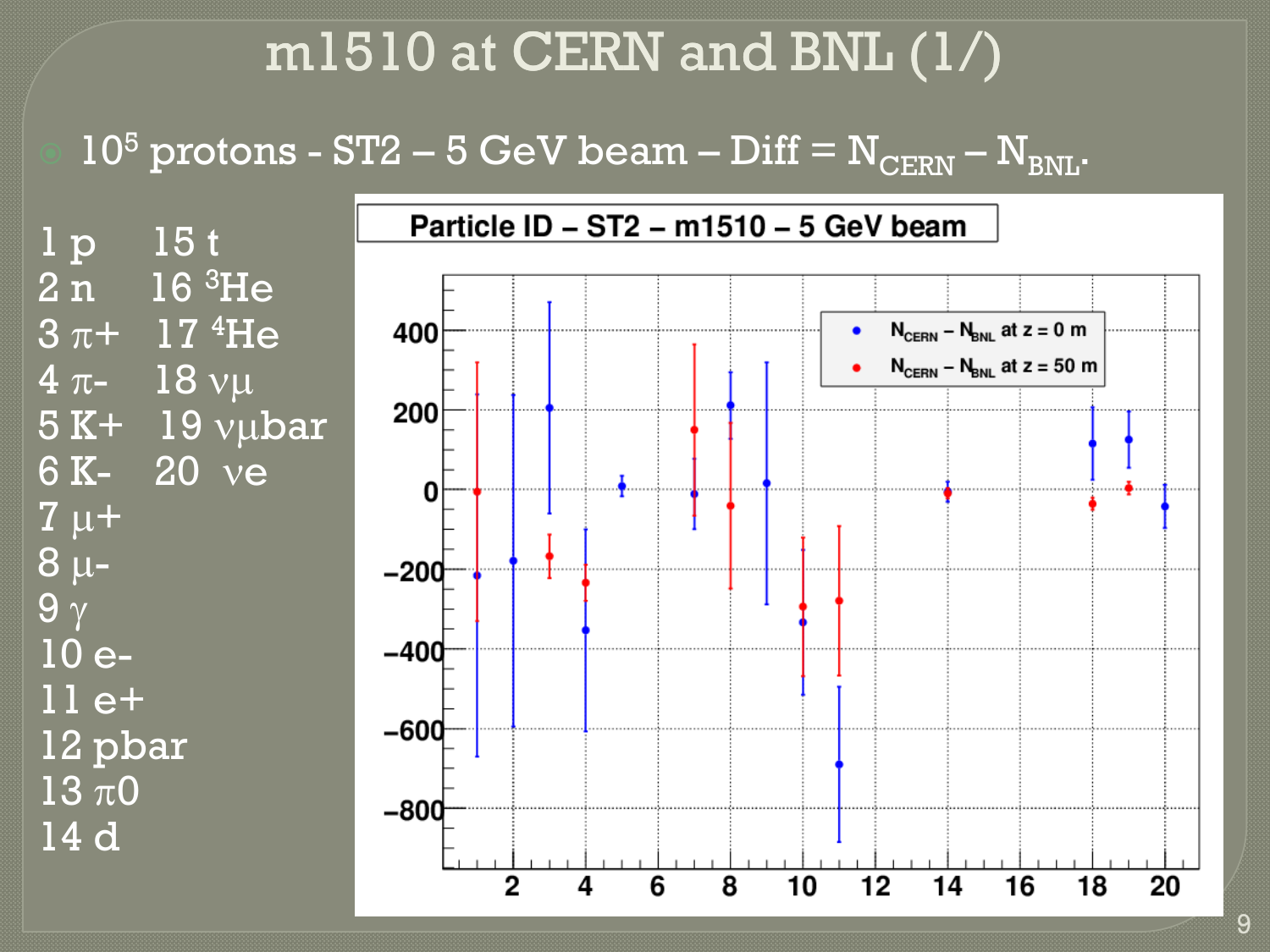# m1510 at CERN and BNL (1/)

- $10^5$ protons - ST2 – 5 GeV beam – Diff = $N_{CERN} - N_{BNL}$.

1 p
2 n
3 π+
4 π-
5 K+
6 K-
7 μ+
8 μ-
9 γ
10 e-
11 e+
12 pbar
13 π0
14 d
15 t
16 $^3$He
17 $^4$He
18 νμ
19 νμbar
20 νe

**Particle ID – ST2 – m1510 – 5 GeV beam**

Legend: $N_{CERN} - N_{BNL}$ at z = 0 m (blue); $N_{CERN} - N_{BNL}$ at z = 50 m (red)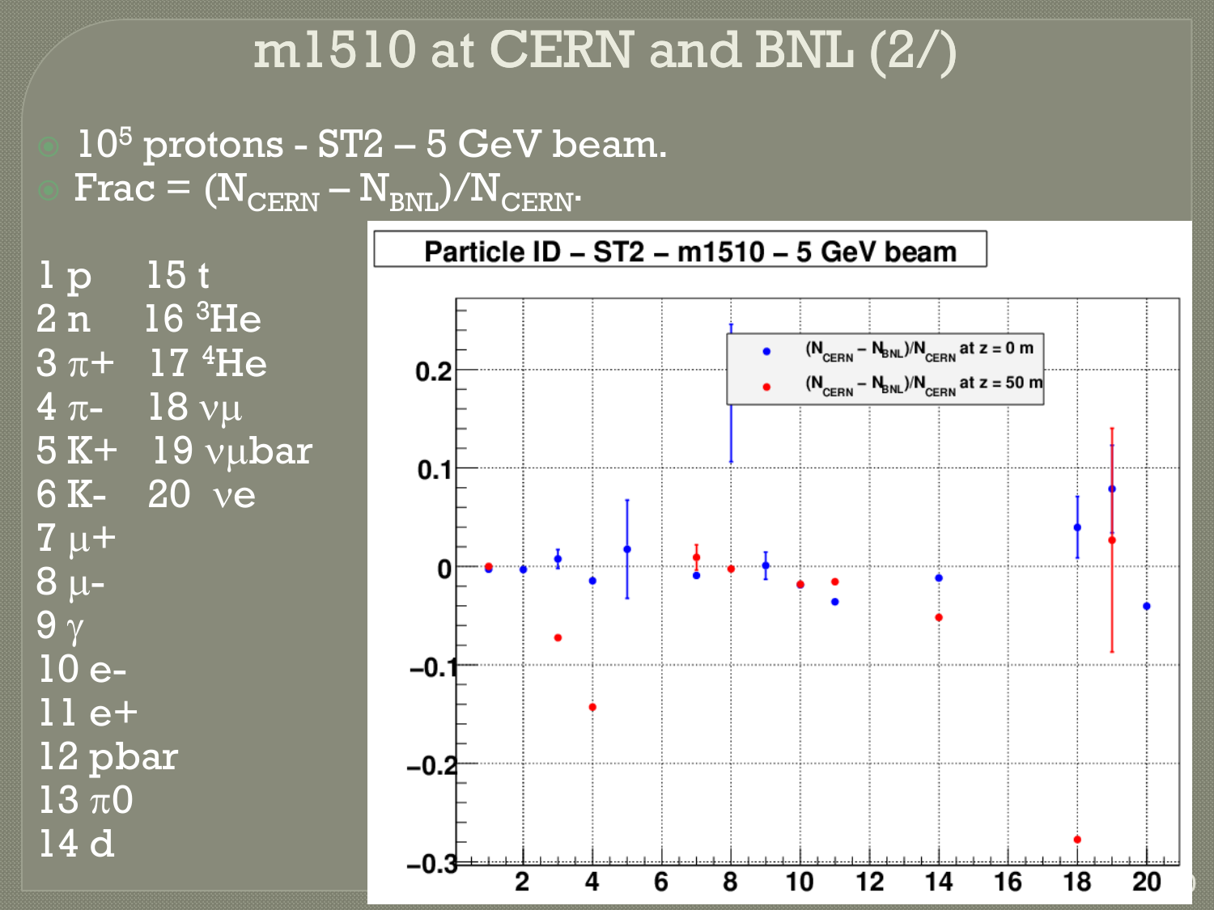# m1510 at CERN and BNL (2/)

- $10^5$ protons - ST2 – 5 GeV beam.
- Frac = $(N_{CERN} - N_{BNL})/N_{CERN}$.

| | | | |
|---|---|---|---|
| 1 | p | 15 | t |
| 2 | n | 16 | $^3$He |
| 3 | π+ | 17 | $^4$He |
| 4 | π- | 18 | νμ |
| 5 | K+ | 19 | νμbar |
| 6 | K- | 20 | νe |
| 7 | μ+ | | |
| 8 | μ- | | |
| 9 | γ | | |
| 10 | e- | | |
| 11 | e+ | | |
| 12 | pbar | | |
| 13 | π0 | | |
| 14 | d | | |

**Particle ID – ST2 – m1510 – 5 GeV beam**

- $(N_{CERN} - N_{BNL})/N_{CERN}$ at z = 0 m
- $(N_{CERN} - N_{BNL})/N_{CERN}$ at z = 50 m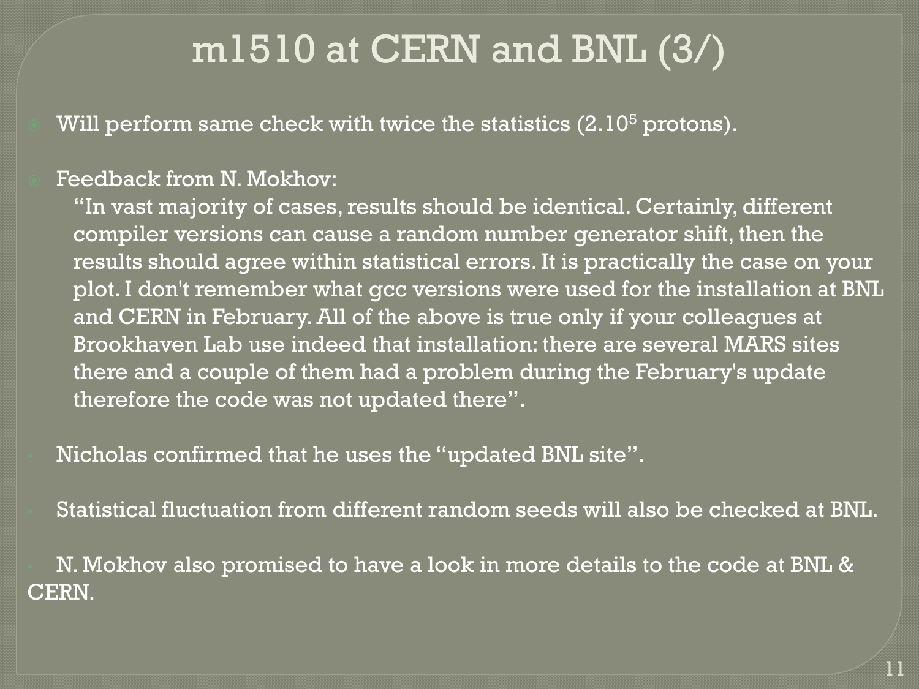# m1510 at CERN and BNL (3/)

- Will perform same check with twice the statistics ($2.10^5$ protons).

- Feedback from N. Mokhov:

  "In vast majority of cases, results should be identical. Certainly, different compiler versions can cause a random number generator shift, then the results should agree within statistical errors. It is practically the case on your plot. I don't remember what gcc versions were used for the installation at BNL and CERN in February. All of the above is true only if your colleagues at Brookhaven Lab use indeed that installation: there are several MARS sites there and a couple of them had a problem during the February's update therefore the code was not updated there".

- Nicholas confirmed that he uses the "updated BNL site".

- Statistical fluctuation from different random seeds will also be checked at BNL.

- N. Mokhov also promised to have a look in more details to the code at BNL & CERN.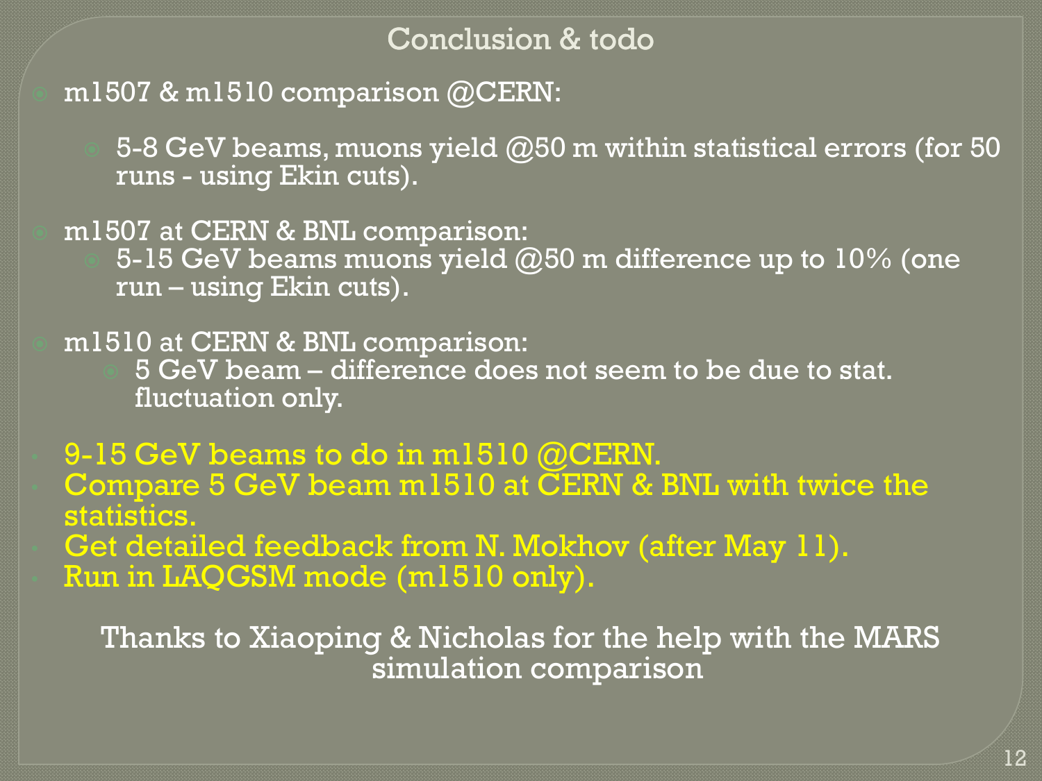# Conclusion & todo

- m1507 & m1510 comparison @CERN:
  - 5-8 GeV beams, muons yield @50 m within statistical errors (for 50 runs - using Ekin cuts).
- m1507 at CERN & BNL comparison:
  - 5-15 GeV beams muons yield @50 m difference up to 10% (one run – using Ekin cuts).
- m1510 at CERN & BNL comparison:
  - 5 GeV beam – difference does not seem to be due to stat. fluctuation only.

- 9-15 GeV beams to do in m1510 @CERN.
- Compare 5 GeV beam m1510 at CERN & BNL with twice the statistics.
- Get detailed feedback from N. Mokhov (after May 11).
- Run in LAQGSM mode (m1510 only).

Thanks to Xiaoping & Nicholas for the help with the MARS simulation comparison